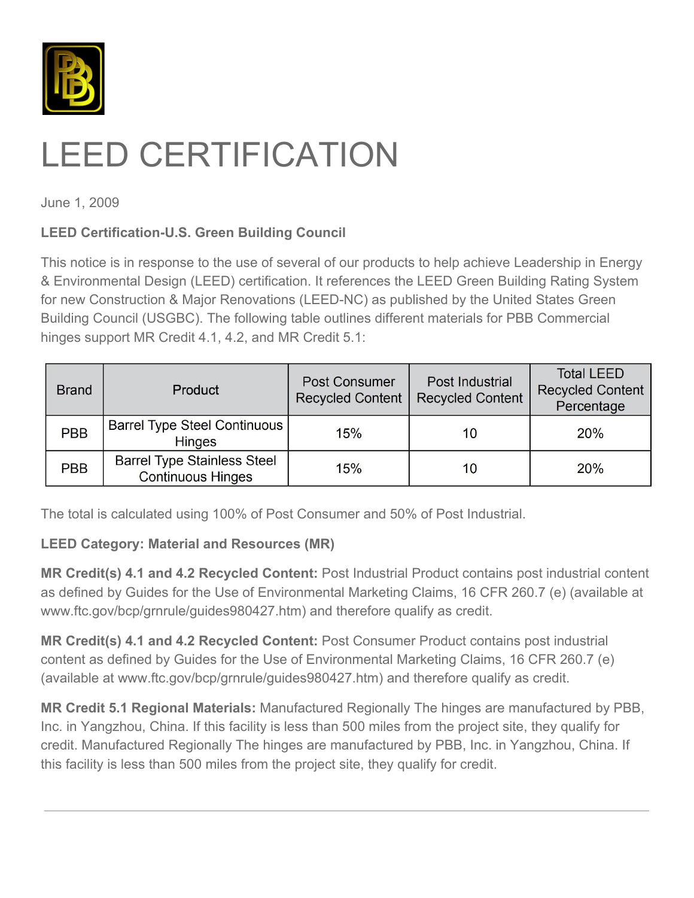# LEED CERTIFICATION

June 1, 2009

**LEED Certification-U.S. Green Building Council**

This notice is in response to the use of several of our products to help achieve Leadership in Energy & Environmental Design (LEED) certification. It references the LEED Green Building Rating System for new Construction & Major Renovations (LEED-NC) as published by the United States Green Building Council (USGBC). The following table outlines different materials for PBB Commercial hinges support MR Credit 4.1, 4.2, and MR Credit 5.1:

| Brand | Product | Post Consumer Recycled Content | Post Industrial Recycled Content | Total LEED Recycled Content Percentage |
|---|---|---|---|---|
| PBB | Barrel Type Steel Continuous Hinges | 15% | 10 | 20% |
| PBB | Barrel Type Stainless Steel Continuous Hinges | 15% | 10 | 20% |

The total is calculated using 100% of Post Consumer and 50% of Post Industrial.

**LEED Category: Material and Resources (MR)**

**MR Credit(s) 4.1 and 4.2 Recycled Content:** Post Industrial Product contains post industrial content as defined by Guides for the Use of Environmental Marketing Claims, 16 CFR 260.7 (e) (available at www.ftc.gov/bcp/grnrule/guides980427.htm) and therefore qualify as credit.

**MR Credit(s) 4.1 and 4.2 Recycled Content:** Post Consumer Product contains post industrial content as defined by Guides for the Use of Environmental Marketing Claims, 16 CFR 260.7 (e) (available at www.ftc.gov/bcp/grnrule/guides980427.htm) and therefore qualify as credit.

**MR Credit 5.1 Regional Materials:** Manufactured Regionally The hinges are manufactured by PBB, Inc. in Yangzhou, China. If this facility is less than 500 miles from the project site, they qualify for credit. Manufactured Regionally The hinges are manufactured by PBB, Inc. in Yangzhou, China. If this facility is less than 500 miles from the project site, they qualify for credit.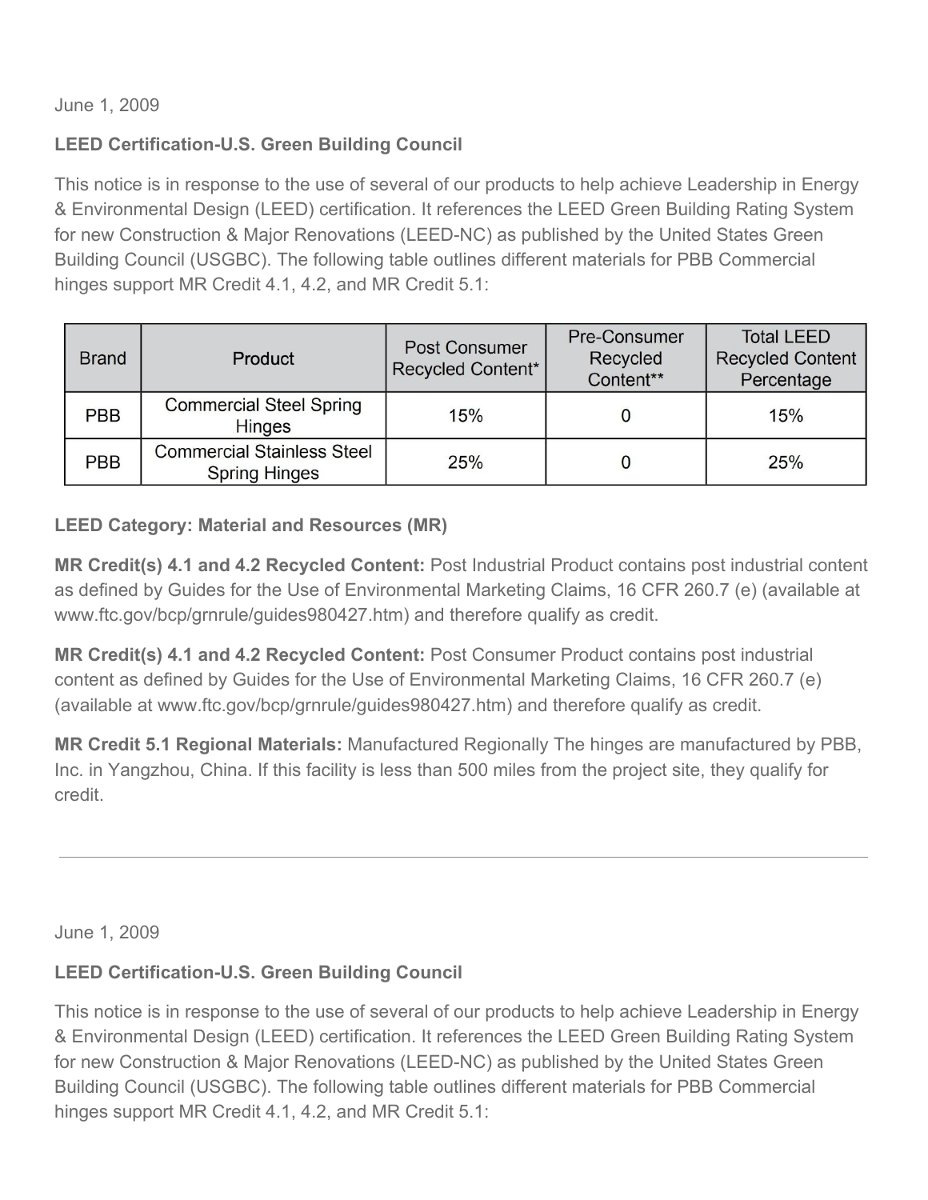June 1, 2009

**LEED Certification-U.S. Green Building Council**

This notice is in response to the use of several of our products to help achieve Leadership in Energy & Environmental Design (LEED) certification. It references the LEED Green Building Rating System for new Construction & Major Renovations (LEED-NC) as published by the United States Green Building Council (USGBC). The following table outlines different materials for PBB Commercial hinges support MR Credit 4.1, 4.2, and MR Credit 5.1:

| Brand | Product | Post Consumer Recycled Content* | Pre-Consumer Recycled Content** | Total LEED Recycled Content Percentage |
|---|---|---|---|---|
| PBB | Commercial Steel Spring Hinges | 15% | 0 | 15% |
| PBB | Commercial Stainless Steel Spring Hinges | 25% | 0 | 25% |

**LEED Category: Material and Resources (MR)**

**MR Credit(s) 4.1 and 4.2 Recycled Content:** Post Industrial Product contains post industrial content as defined by Guides for the Use of Environmental Marketing Claims, 16 CFR 260.7 (e) (available at www.ftc.gov/bcp/grnrule/guides980427.htm) and therefore qualify as credit.

**MR Credit(s) 4.1 and 4.2 Recycled Content:** Post Consumer Product contains post industrial content as defined by Guides for the Use of Environmental Marketing Claims, 16 CFR 260.7 (e) (available at www.ftc.gov/bcp/grnrule/guides980427.htm) and therefore qualify as credit.

**MR Credit 5.1 Regional Materials:** Manufactured Regionally The hinges are manufactured by PBB, Inc. in Yangzhou, China. If this facility is less than 500 miles from the project site, they qualify for credit.

---

June 1, 2009

**LEED Certification-U.S. Green Building Council**

This notice is in response to the use of several of our products to help achieve Leadership in Energy & Environmental Design (LEED) certification. It references the LEED Green Building Rating System for new Construction & Major Renovations (LEED-NC) as published by the United States Green Building Council (USGBC). The following table outlines different materials for PBB Commercial hinges support MR Credit 4.1, 4.2, and MR Credit 5.1: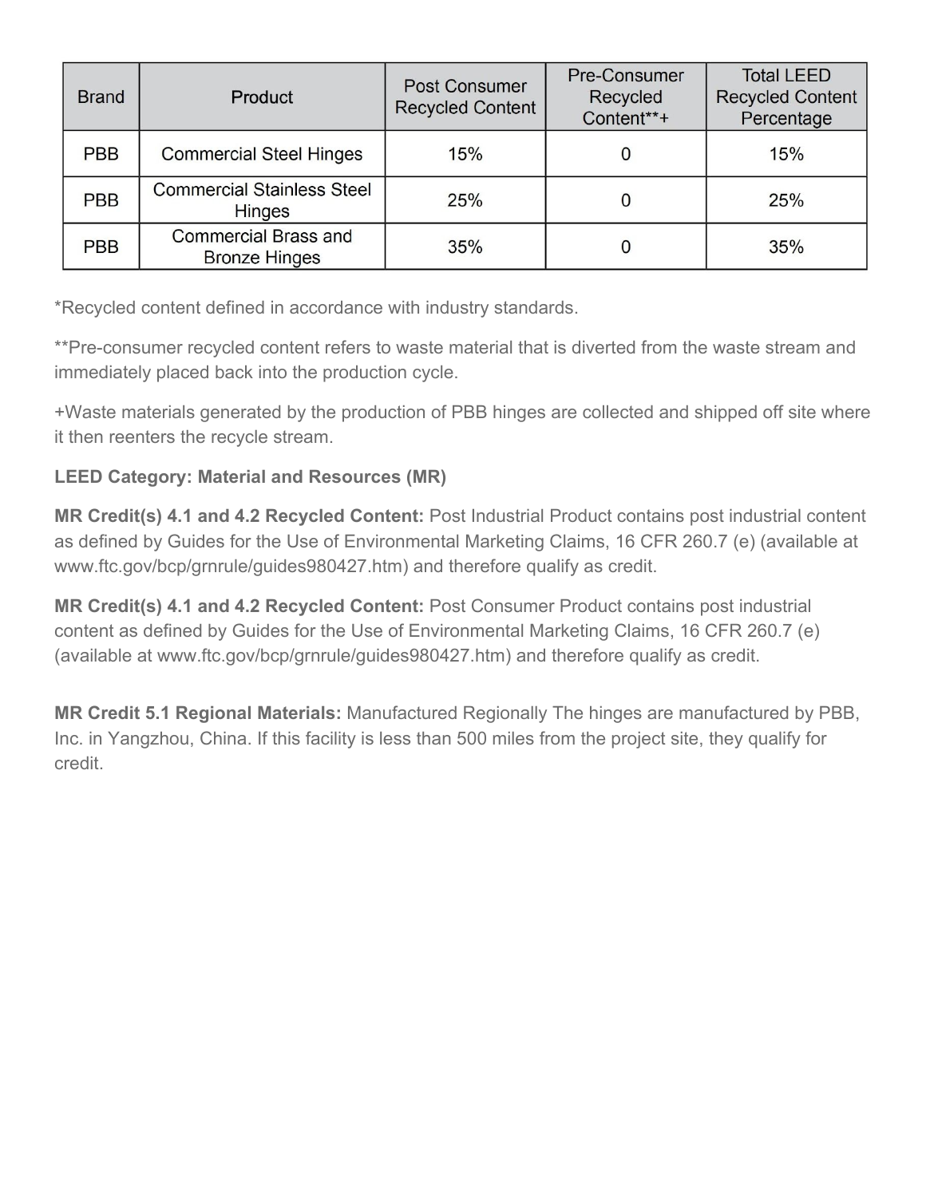| Brand | Product | Post Consumer Recycled Content | Pre-Consumer Recycled Content**+ | Total LEED Recycled Content Percentage |
|---|---|---|---|---|
| PBB | Commercial Steel Hinges | 15% | 0 | 15% |
| PBB | Commercial Stainless Steel Hinges | 25% | 0 | 25% |
| PBB | Commercial Brass and Bronze Hinges | 35% | 0 | 35% |

*Recycled content defined in accordance with industry standards.

**Pre-consumer recycled content refers to waste material that is diverted from the waste stream and immediately placed back into the production cycle.

+Waste materials generated by the production of PBB hinges are collected and shipped off site where it then reenters the recycle stream.

**LEED Category: Material and Resources (MR)**

**MR Credit(s) 4.1 and 4.2 Recycled Content:** Post Industrial Product contains post industrial content as defined by Guides for the Use of Environmental Marketing Claims, 16 CFR 260.7 (e) (available at www.ftc.gov/bcp/grnrule/guides980427.htm) and therefore qualify as credit.

**MR Credit(s) 4.1 and 4.2 Recycled Content:** Post Consumer Product contains post industrial content as defined by Guides for the Use of Environmental Marketing Claims, 16 CFR 260.7 (e) (available at www.ftc.gov/bcp/grnrule/guides980427.htm) and therefore qualify as credit.

**MR Credit 5.1 Regional Materials:** Manufactured Regionally The hinges are manufactured by PBB, Inc. in Yangzhou, China. If this facility is less than 500 miles from the project site, they qualify for credit.